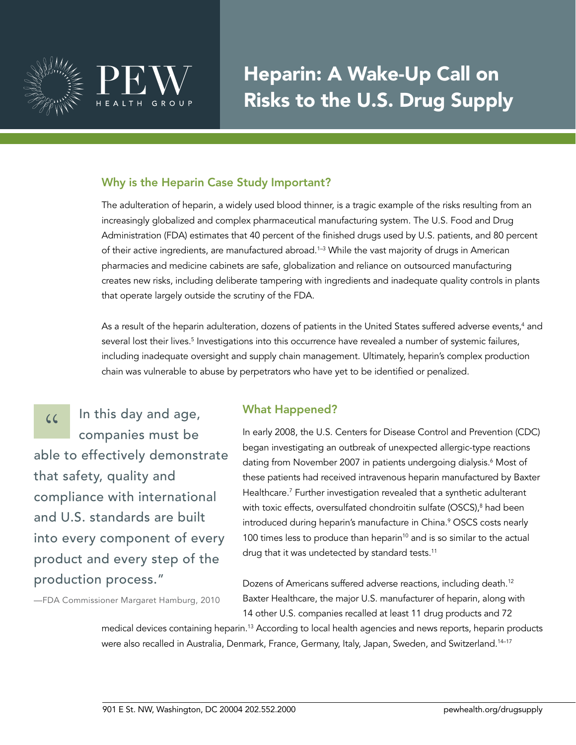PEW HEALTH GROUP

# Heparin: A Wake-Up Call on Risks to the U.S. Drug Supply

## Why is the Heparin Case Study Important?

The adulteration of heparin, a widely used blood thinner, is a tragic example of the risks resulting from an increasingly globalized and complex pharmaceutical manufacturing system. The U.S. Food and Drug Administration (FDA) estimates that 40 percent of the finished drugs used by U.S. patients, and 80 percent of their active ingredients, are manufactured abroad.[1–3] While the vast majority of drugs in American pharmacies and medicine cabinets are safe, globalization and reliance on outsourced manufacturing creates new risks, including deliberate tampering with ingredients and inadequate quality controls in plants that operate largely outside the scrutiny of the FDA.

As a result of the heparin adulteration, dozens of patients in the United States suffered adverse events,[4] and several lost their lives.[5] Investigations into this occurrence have revealed a number of systemic failures, including inadequate oversight and supply chain management. Ultimately, heparin's complex production chain was vulnerable to abuse by perpetrators who have yet to be identified or penalized.

> "In this day and age, companies must be able to effectively demonstrate that safety, quality and compliance with international and U.S. standards are built into every component of every product and every step of the production process."
>
> —FDA Commissioner Margaret Hamburg, 2010

## What Happened?

In early 2008, the U.S. Centers for Disease Control and Prevention (CDC) began investigating an outbreak of unexpected allergic-type reactions dating from November 2007 in patients undergoing dialysis.[6] Most of these patients had received intravenous heparin manufactured by Baxter Healthcare.[7] Further investigation revealed that a synthetic adulterant with toxic effects, oversulfated chondroitin sulfate (OSCS),[8] had been introduced during heparin's manufacture in China.[9] OSCS costs nearly 100 times less to produce than heparin[10] and is so similar to the actual drug that it was undetected by standard tests.[11]

Dozens of Americans suffered adverse reactions, including death.[12] Baxter Healthcare, the major U.S. manufacturer of heparin, along with 14 other U.S. companies recalled at least 11 drug products and 72 medical devices containing heparin.[13] According to local health agencies and news reports, heparin products were also recalled in Australia, Denmark, France, Germany, Italy, Japan, Sweden, and Switzerland.[14–17]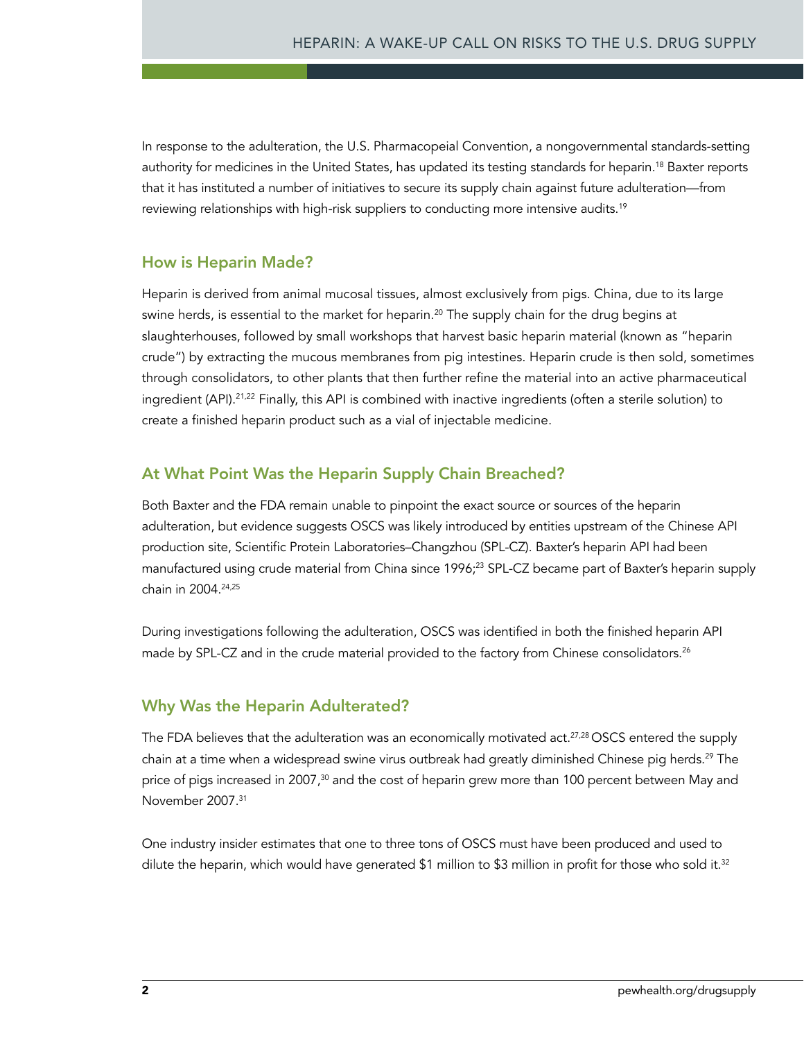In response to the adulteration, the U.S. Pharmacopeial Convention, a nongovernmental standards-setting authority for medicines in the United States, has updated its testing standards for heparin.[18] Baxter reports that it has instituted a number of initiatives to secure its supply chain against future adulteration—from reviewing relationships with high-risk suppliers to conducting more intensive audits.[19]

## How is Heparin Made?

Heparin is derived from animal mucosal tissues, almost exclusively from pigs. China, due to its large swine herds, is essential to the market for heparin.[20] The supply chain for the drug begins at slaughterhouses, followed by small workshops that harvest basic heparin material (known as "heparin crude") by extracting the mucous membranes from pig intestines. Heparin crude is then sold, sometimes through consolidators, to other plants that then further refine the material into an active pharmaceutical ingredient (API).[21,22] Finally, this API is combined with inactive ingredients (often a sterile solution) to create a finished heparin product such as a vial of injectable medicine.

## At What Point Was the Heparin Supply Chain Breached?

Both Baxter and the FDA remain unable to pinpoint the exact source or sources of the heparin adulteration, but evidence suggests OSCS was likely introduced by entities upstream of the Chinese API production site, Scientific Protein Laboratories–Changzhou (SPL-CZ). Baxter's heparin API had been manufactured using crude material from China since 1996;[23] SPL-CZ became part of Baxter's heparin supply chain in 2004.[24,25]

During investigations following the adulteration, OSCS was identified in both the finished heparin API made by SPL-CZ and in the crude material provided to the factory from Chinese consolidators.[26]

## Why Was the Heparin Adulterated?

The FDA believes that the adulteration was an economically motivated act.[27,28] OSCS entered the supply chain at a time when a widespread swine virus outbreak had greatly diminished Chinese pig herds.[29] The price of pigs increased in 2007,[30] and the cost of heparin grew more than 100 percent between May and November 2007.[31]

One industry insider estimates that one to three tons of OSCS must have been produced and used to dilute the heparin, which would have generated $1 million to $3 million in profit for those who sold it.[32]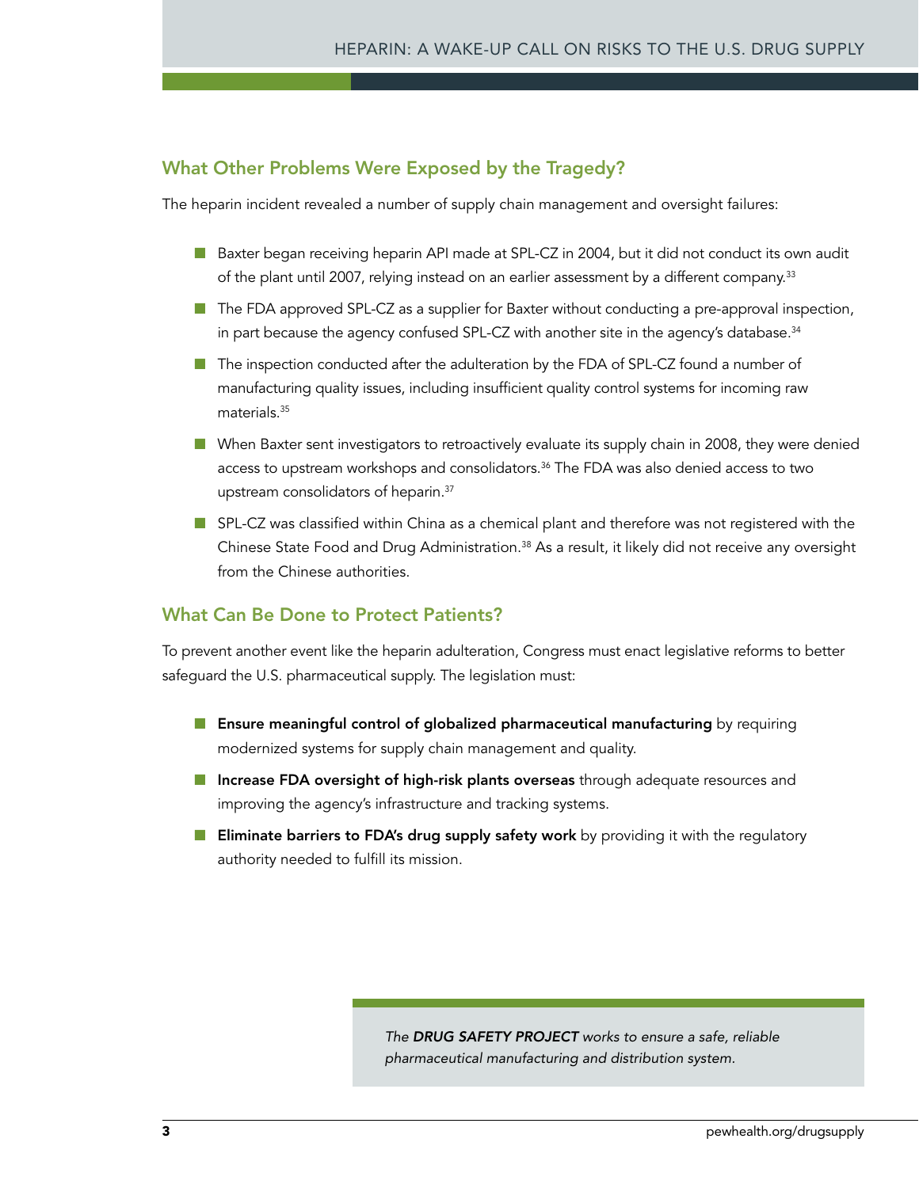## What Other Problems Were Exposed by the Tragedy?

The heparin incident revealed a number of supply chain management and oversight failures:

- Baxter began receiving heparin API made at SPL-CZ in 2004, but it did not conduct its own audit of the plant until 2007, relying instead on an earlier assessment by a different company.[33]
- The FDA approved SPL-CZ as a supplier for Baxter without conducting a pre-approval inspection, in part because the agency confused SPL-CZ with another site in the agency's database.[34]
- The inspection conducted after the adulteration by the FDA of SPL-CZ found a number of manufacturing quality issues, including insufficient quality control systems for incoming raw materials.[35]
- When Baxter sent investigators to retroactively evaluate its supply chain in 2008, they were denied access to upstream workshops and consolidators.[36] The FDA was also denied access to two upstream consolidators of heparin.[37]
- SPL-CZ was classified within China as a chemical plant and therefore was not registered with the Chinese State Food and Drug Administration.[38] As a result, it likely did not receive any oversight from the Chinese authorities.

## What Can Be Done to Protect Patients?

To prevent another event like the heparin adulteration, Congress must enact legislative reforms to better safeguard the U.S. pharmaceutical supply. The legislation must:

- **Ensure meaningful control of globalized pharmaceutical manufacturing** by requiring modernized systems for supply chain management and quality.
- **Increase FDA oversight of high-risk plants overseas** through adequate resources and improving the agency's infrastructure and tracking systems.
- **Eliminate barriers to FDA's drug supply safety work** by providing it with the regulatory authority needed to fulfill its mission.

*The **DRUG SAFETY PROJECT** works to ensure a safe, reliable pharmaceutical manufacturing and distribution system.*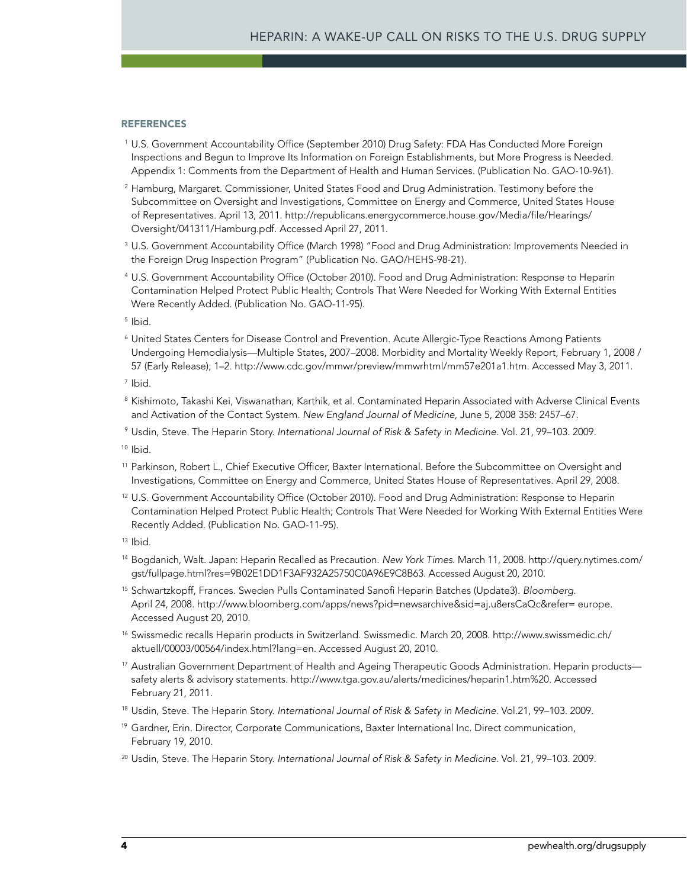## REFERENCES

[1] U.S. Government Accountability Office (September 2010) Drug Safety: FDA Has Conducted More Foreign Inspections and Begun to Improve Its Information on Foreign Establishments, but More Progress is Needed. Appendix 1: Comments from the Department of Health and Human Services. (Publication No. GAO-10-961).

[2] Hamburg, Margaret. Commissioner, United States Food and Drug Administration. Testimony before the Subcommittee on Oversight and Investigations, Committee on Energy and Commerce, United States House of Representatives. April 13, 2011. http://republicans.energycommerce.house.gov/Media/file/Hearings/Oversight/041311/Hamburg.pdf. Accessed April 27, 2011.

[3] U.S. Government Accountability Office (March 1998) "Food and Drug Administration: Improvements Needed in the Foreign Drug Inspection Program" (Publication No. GAO/HEHS-98-21).

[4] U.S. Government Accountability Office (October 2010). Food and Drug Administration: Response to Heparin Contamination Helped Protect Public Health; Controls That Were Needed for Working With External Entities Were Recently Added. (Publication No. GAO-11-95).

[5] Ibid.

[6] United States Centers for Disease Control and Prevention. Acute Allergic-Type Reactions Among Patients Undergoing Hemodialysis—Multiple States, 2007–2008. Morbidity and Mortality Weekly Report, February 1, 2008 / 57 (Early Release); 1–2. http://www.cdc.gov/mmwr/preview/mmwrhtml/mm57e201a1.htm. Accessed May 3, 2011.

[7] Ibid.

[8] Kishimoto, Takashi Kei, Viswanathan, Karthik, et al. Contaminated Heparin Associated with Adverse Clinical Events and Activation of the Contact System. *New England Journal of Medicine*, June 5, 2008 358: 2457–67.

[9] Usdin, Steve. The Heparin Story. *International Journal of Risk & Safety in Medicine*. Vol. 21, 99–103. 2009.

[10] Ibid.

[11] Parkinson, Robert L., Chief Executive Officer, Baxter International. Before the Subcommittee on Oversight and Investigations, Committee on Energy and Commerce, United States House of Representatives. April 29, 2008.

[12] U.S. Government Accountability Office (October 2010). Food and Drug Administration: Response to Heparin Contamination Helped Protect Public Health; Controls That Were Needed for Working With External Entities Were Recently Added. (Publication No. GAO-11-95).

[13] Ibid.

[14] Bogdanich, Walt. Japan: Heparin Recalled as Precaution. *New York Times*. March 11, 2008. http://query.nytimes.com/gst/fullpage.html?res=9B02E1DD1F3AF932A25750C0A96E9C8B63. Accessed August 20, 2010.

[15] Schwartzkopff, Frances. Sweden Pulls Contaminated Sanofi Heparin Batches (Update3). *Bloomberg*. April 24, 2008. http://www.bloomberg.com/apps/news?pid=newsarchive&sid=aj.u8ersCaQc&refer= europe. Accessed August 20, 2010.

[16] Swissmedic recalls Heparin products in Switzerland. Swissmedic. March 20, 2008. http://www.swissmedic.ch/aktuell/00003/00564/index.html?lang=en. Accessed August 20, 2010.

[17] Australian Government Department of Health and Ageing Therapeutic Goods Administration. Heparin products—safety alerts & advisory statements. http://www.tga.gov.au/alerts/medicines/heparin1.htm%20. Accessed February 21, 2011.

[18] Usdin, Steve. The Heparin Story. *International Journal of Risk & Safety in Medicine*. Vol.21, 99–103. 2009.

[19] Gardner, Erin. Director, Corporate Communications, Baxter International Inc. Direct communication, February 19, 2010.

[20] Usdin, Steve. The Heparin Story. *International Journal of Risk & Safety in Medicine*. Vol. 21, 99–103. 2009.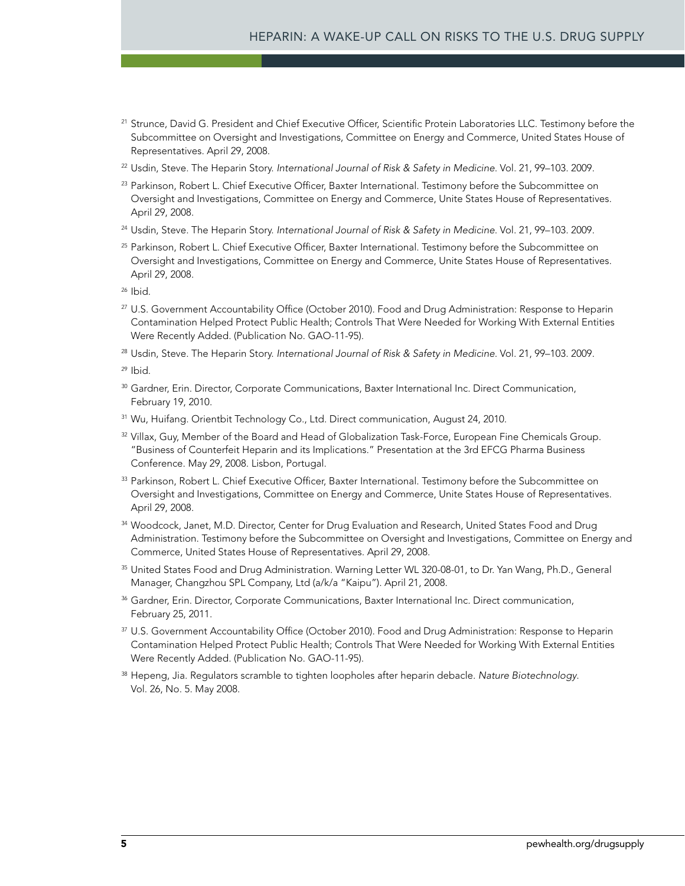[21] Strunce, David G. President and Chief Executive Officer, Scientific Protein Laboratories LLC. Testimony before the Subcommittee on Oversight and Investigations, Committee on Energy and Commerce, United States House of Representatives. April 29, 2008.

[22] Usdin, Steve. The Heparin Story. *International Journal of Risk & Safety in Medicine*. Vol. 21, 99–103. 2009.

[23] Parkinson, Robert L. Chief Executive Officer, Baxter International. Testimony before the Subcommittee on Oversight and Investigations, Committee on Energy and Commerce, Unite States House of Representatives. April 29, 2008.

[24] Usdin, Steve. The Heparin Story. *International Journal of Risk & Safety in Medicine*. Vol. 21, 99–103. 2009.

[25] Parkinson, Robert L. Chief Executive Officer, Baxter International. Testimony before the Subcommittee on Oversight and Investigations, Committee on Energy and Commerce, Unite States House of Representatives. April 29, 2008.

[26] Ibid.

[27] U.S. Government Accountability Office (October 2010). Food and Drug Administration: Response to Heparin Contamination Helped Protect Public Health; Controls That Were Needed for Working With External Entities Were Recently Added. (Publication No. GAO-11-95).

[28] Usdin, Steve. The Heparin Story. *International Journal of Risk & Safety in Medicine*. Vol. 21, 99–103. 2009.

[29] Ibid.

[30] Gardner, Erin. Director, Corporate Communications, Baxter International Inc. Direct Communication, February 19, 2010.

[31] Wu, Huifang. Orientbit Technology Co., Ltd. Direct communication, August 24, 2010.

[32] Villax, Guy, Member of the Board and Head of Globalization Task-Force, European Fine Chemicals Group. "Business of Counterfeit Heparin and its Implications." Presentation at the 3rd EFCG Pharma Business Conference. May 29, 2008. Lisbon, Portugal.

[33] Parkinson, Robert L. Chief Executive Officer, Baxter International. Testimony before the Subcommittee on Oversight and Investigations, Committee on Energy and Commerce, Unite States House of Representatives. April 29, 2008.

[34] Woodcock, Janet, M.D. Director, Center for Drug Evaluation and Research, United States Food and Drug Administration. Testimony before the Subcommittee on Oversight and Investigations, Committee on Energy and Commerce, United States House of Representatives. April 29, 2008.

[35] United States Food and Drug Administration. Warning Letter WL 320-08-01, to Dr. Yan Wang, Ph.D., General Manager, Changzhou SPL Company, Ltd (a/k/a "Kaipu"). April 21, 2008.

[36] Gardner, Erin. Director, Corporate Communications, Baxter International Inc. Direct communication, February 25, 2011.

[37] U.S. Government Accountability Office (October 2010). Food and Drug Administration: Response to Heparin Contamination Helped Protect Public Health; Controls That Were Needed for Working With External Entities Were Recently Added. (Publication No. GAO-11-95).

[38] Hepeng, Jia. Regulators scramble to tighten loopholes after heparin debacle. *Nature Biotechnology*. Vol. 26, No. 5. May 2008.